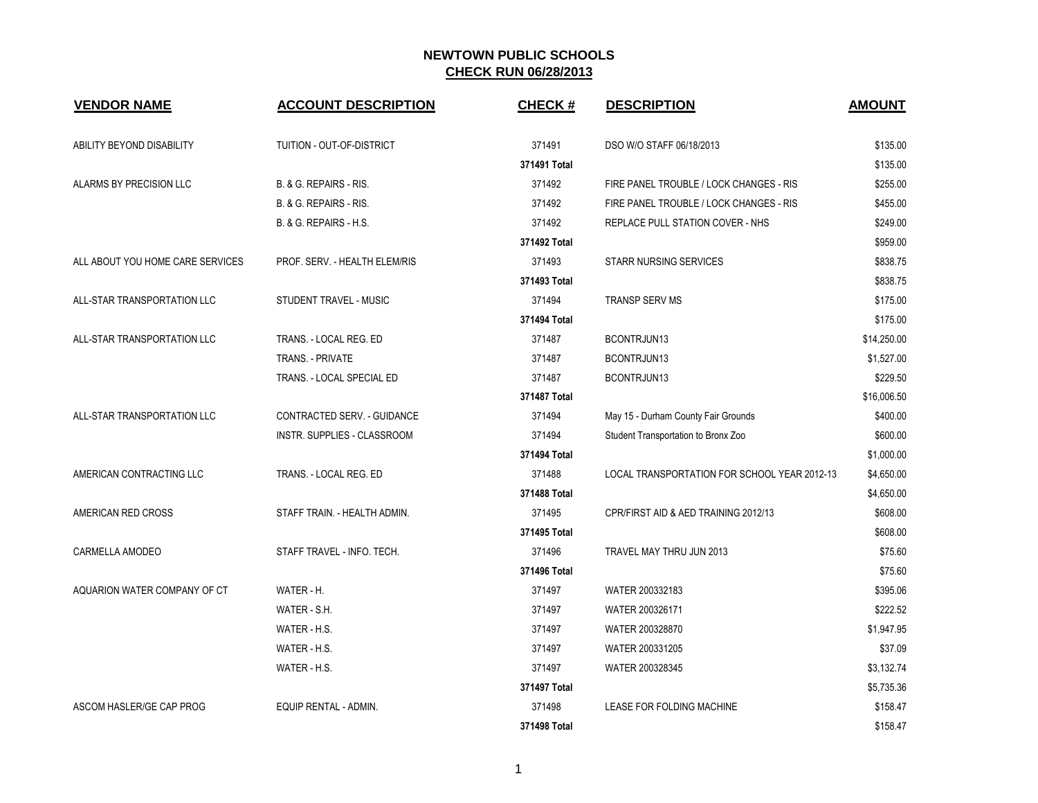# NEWTOWN PUBLIC SCHOOLS

## CHECK RUN 06/28/2013

| VENDOR NAME | ACCOUNT DESCRIPTION | CHECK # | DESCRIPTION | AMOUNT |
|---|---|---|---|---|
| ABILITY BEYOND DISABILITY | TUITION - OUT-OF-DISTRICT | 371491 | DSO W/O STAFF 06/18/2013 | $135.00 |
| | | 371491 Total | | $135.00 |
| ALARMS BY PRECISION LLC | B. & G. REPAIRS - RIS. | 371492 | FIRE PANEL TROUBLE / LOCK CHANGES - RIS | $255.00 |
| | B. & G. REPAIRS - RIS. | 371492 | FIRE PANEL TROUBLE / LOCK CHANGES - RIS | $455.00 |
| | B. & G. REPAIRS - H.S. | 371492 | REPLACE PULL STATION COVER - NHS | $249.00 |
| | | 371492 Total | | $959.00 |
| ALL ABOUT YOU HOME CARE SERVICES | PROF. SERV. - HEALTH ELEM/RIS | 371493 | STARR NURSING SERVICES | $838.75 |
| | | 371493 Total | | $838.75 |
| ALL-STAR TRANSPORTATION LLC | STUDENT TRAVEL - MUSIC | 371494 | TRANSP SERV MS | $175.00 |
| | | 371494 Total | | $175.00 |
| ALL-STAR TRANSPORTATION LLC | TRANS. - LOCAL REG. ED | 371487 | BCONTRJUN13 | $14,250.00 |
| | TRANS. - PRIVATE | 371487 | BCONTRJUN13 | $1,527.00 |
| | TRANS. - LOCAL SPECIAL ED | 371487 | BCONTRJUN13 | $229.50 |
| | | 371487 Total | | $16,006.50 |
| ALL-STAR TRANSPORTATION LLC | CONTRACTED SERV. - GUIDANCE | 371494 | May 15 - Durham County Fair Grounds | $400.00 |
| | INSTR. SUPPLIES - CLASSROOM | 371494 | Student Transportation to Bronx Zoo | $600.00 |
| | | 371494 Total | | $1,000.00 |
| AMERICAN CONTRACTING LLC | TRANS. - LOCAL REG. ED | 371488 | LOCAL TRANSPORTATION FOR SCHOOL YEAR 2012-13 | $4,650.00 |
| | | 371488 Total | | $4,650.00 |
| AMERICAN RED CROSS | STAFF TRAIN. - HEALTH ADMIN. | 371495 | CPR/FIRST AID & AED TRAINING 2012/13 | $608.00 |
| | | 371495 Total | | $608.00 |
| CARMELLA AMODEO | STAFF TRAVEL - INFO. TECH. | 371496 | TRAVEL MAY THRU JUN 2013 | $75.60 |
| | | 371496 Total | | $75.60 |
| AQUARION WATER COMPANY OF CT | WATER - H. | 371497 | WATER 200332183 | $395.06 |
| | WATER - S.H. | 371497 | WATER 200326171 | $222.52 |
| | WATER - H.S. | 371497 | WATER 200328870 | $1,947.95 |
| | WATER - H.S. | 371497 | WATER 200331205 | $37.09 |
| | WATER - H.S. | 371497 | WATER 200328345 | $3,132.74 |
| | | 371497 Total | | $5,735.36 |
| ASCOM HASLER/GE CAP PROG | EQUIP RENTAL - ADMIN. | 371498 | LEASE FOR FOLDING MACHINE | $158.47 |
| | | 371498 Total | | $158.47 |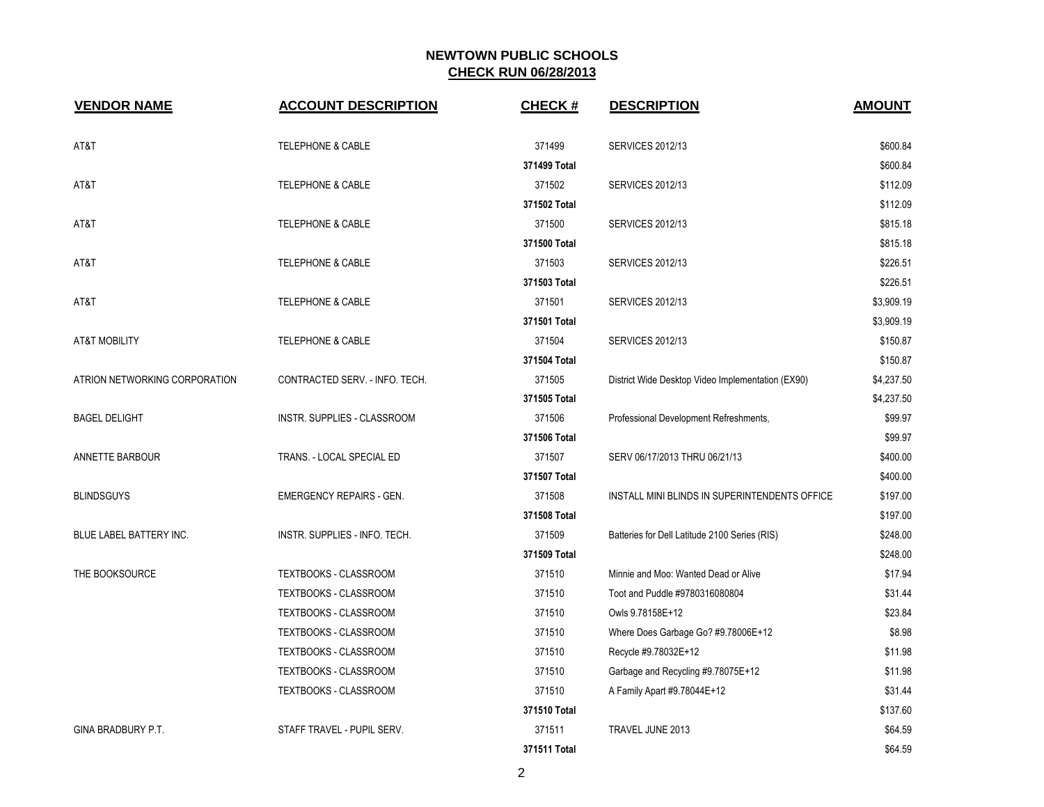**NEWTOWN PUBLIC SCHOOLS**
**CHECK RUN 06/28/2013**

| VENDOR NAME | ACCOUNT DESCRIPTION | CHECK # | DESCRIPTION | AMOUNT |
|---|---|---|---|---|
| AT&T | TELEPHONE & CABLE | 371499 | SERVICES 2012/13 | $600.84 |
| | | 371499 Total | | $600.84 |
| AT&T | TELEPHONE & CABLE | 371502 | SERVICES 2012/13 | $112.09 |
| | | 371502 Total | | $112.09 |
| AT&T | TELEPHONE & CABLE | 371500 | SERVICES 2012/13 | $815.18 |
| | | 371500 Total | | $815.18 |
| AT&T | TELEPHONE & CABLE | 371503 | SERVICES 2012/13 | $226.51 |
| | | 371503 Total | | $226.51 |
| AT&T | TELEPHONE & CABLE | 371501 | SERVICES 2012/13 | $3,909.19 |
| | | 371501 Total | | $3,909.19 |
| AT&T MOBILITY | TELEPHONE & CABLE | 371504 | SERVICES 2012/13 | $150.87 |
| | | 371504 Total | | $150.87 |
| ATRION NETWORKING CORPORATION | CONTRACTED SERV. - INFO. TECH. | 371505 | District Wide Desktop Video Implementation (EX90) | $4,237.50 |
| | | 371505 Total | | $4,237.50 |
| BAGEL DELIGHT | INSTR. SUPPLIES - CLASSROOM | 371506 | Professional Development Refreshments, | $99.97 |
| | | 371506 Total | | $99.97 |
| ANNETTE BARBOUR | TRANS. - LOCAL SPECIAL ED | 371507 | SERV 06/17/2013 THRU 06/21/13 | $400.00 |
| | | 371507 Total | | $400.00 |
| BLINDSGUYS | EMERGENCY REPAIRS - GEN. | 371508 | INSTALL MINI BLINDS IN SUPERINTENDENTS OFFICE | $197.00 |
| | | 371508 Total | | $197.00 |
| BLUE LABEL BATTERY INC. | INSTR. SUPPLIES - INFO. TECH. | 371509 | Batteries for Dell Latitude 2100 Series (RIS) | $248.00 |
| | | 371509 Total | | $248.00 |
| THE BOOKSOURCE | TEXTBOOKS - CLASSROOM | 371510 | Minnie and Moo: Wanted Dead or Alive | $17.94 |
| | TEXTBOOKS - CLASSROOM | 371510 | Toot and Puddle #9780316080804 | $31.44 |
| | TEXTBOOKS - CLASSROOM | 371510 | Owls 9.78158E+12 | $23.84 |
| | TEXTBOOKS - CLASSROOM | 371510 | Where Does Garbage Go? #9.78006E+12 | $8.98 |
| | TEXTBOOKS - CLASSROOM | 371510 | Recycle #9.78032E+12 | $11.98 |
| | TEXTBOOKS - CLASSROOM | 371510 | Garbage and Recycling #9.78075E+12 | $11.98 |
| | TEXTBOOKS - CLASSROOM | 371510 | A Family Apart #9.78044E+12 | $31.44 |
| | | 371510 Total | | $137.60 |
| GINA BRADBURY P.T. | STAFF TRAVEL - PUPIL SERV. | 371511 | TRAVEL JUNE 2013 | $64.59 |
| | | 371511 Total | | $64.59 |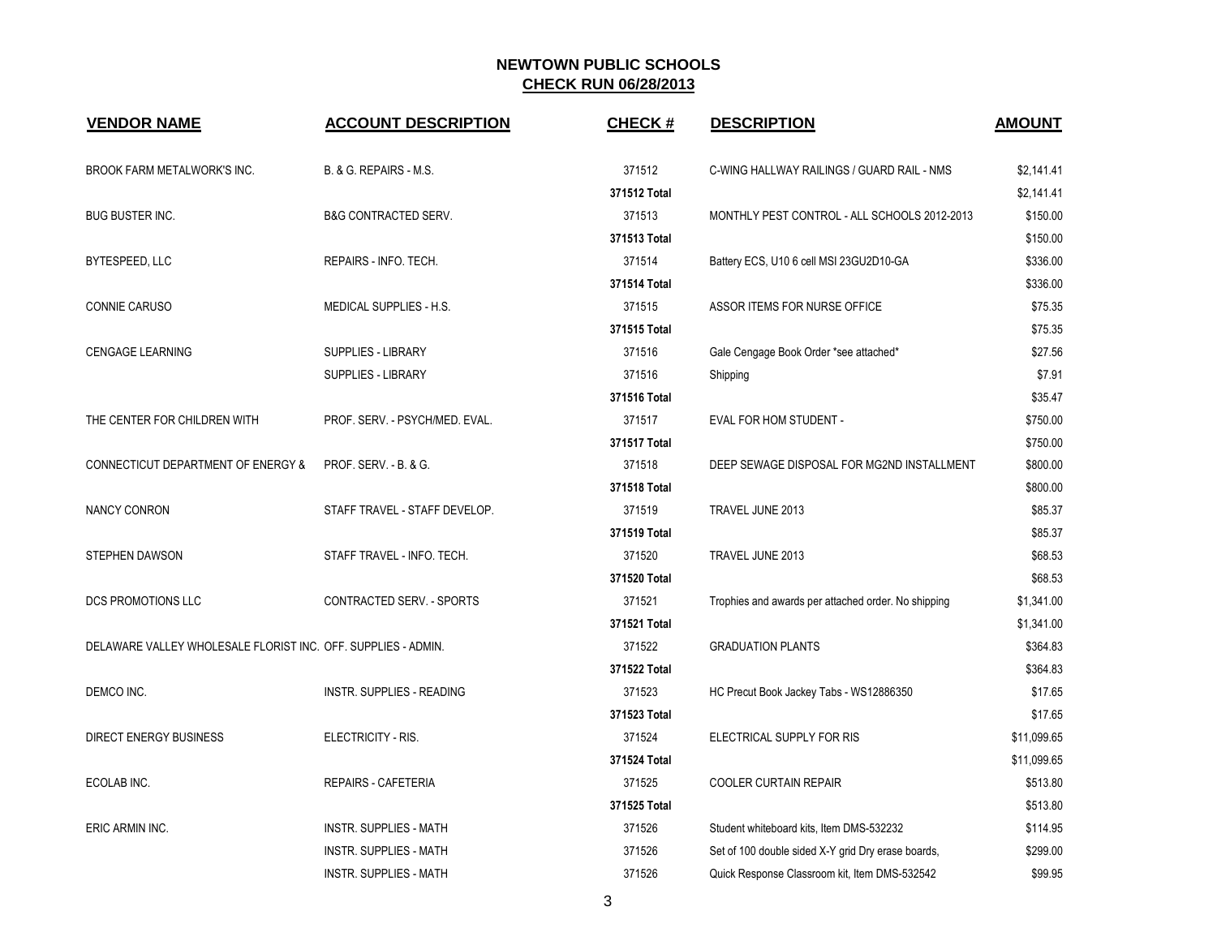## NEWTOWN PUBLIC SCHOOLS
**CHECK RUN 06/28/2013**

| VENDOR NAME | ACCOUNT DESCRIPTION | CHECK # | DESCRIPTION | AMOUNT |
|---|---|---|---|---|
| BROOK FARM METALWORK'S INC. | B. & G. REPAIRS - M.S. | 371512 | C-WING HALLWAY RAILINGS / GUARD RAIL - NMS | $2,141.41 |
| | | **371512 Total** | | $2,141.41 |
| BUG BUSTER INC. | B&G CONTRACTED SERV. | 371513 | MONTHLY PEST CONTROL - ALL SCHOOLS 2012-2013 | $150.00 |
| | | **371513 Total** | | $150.00 |
| BYTESPEED, LLC | REPAIRS - INFO. TECH. | 371514 | Battery ECS, U10 6 cell MSI 23GU2D10-GA | $336.00 |
| | | **371514 Total** | | $336.00 |
| CONNIE CARUSO | MEDICAL SUPPLIES - H.S. | 371515 | ASSOR ITEMS FOR NURSE OFFICE | $75.35 |
| | | **371515 Total** | | $75.35 |
| CENGAGE LEARNING | SUPPLIES - LIBRARY | 371516 | Gale Cengage Book Order *see attached* | $27.56 |
| | SUPPLIES - LIBRARY | 371516 | Shipping | $7.91 |
| | | **371516 Total** | | $35.47 |
| THE CENTER FOR CHILDREN WITH | PROF. SERV. - PSYCH/MED. EVAL. | 371517 | EVAL FOR HOM STUDENT - | $750.00 |
| | | **371517 Total** | | $750.00 |
| CONNECTICUT DEPARTMENT OF ENERGY & | PROF. SERV. - B. & G. | 371518 | DEEP SEWAGE DISPOSAL FOR MG2ND INSTALLMENT | $800.00 |
| | | **371518 Total** | | $800.00 |
| NANCY CONRON | STAFF TRAVEL - STAFF DEVELOP. | 371519 | TRAVEL JUNE 2013 | $85.37 |
| | | **371519 Total** | | $85.37 |
| STEPHEN DAWSON | STAFF TRAVEL - INFO. TECH. | 371520 | TRAVEL JUNE 2013 | $68.53 |
| | | **371520 Total** | | $68.53 |
| DCS PROMOTIONS LLC | CONTRACTED SERV. - SPORTS | 371521 | Trophies and awards per attached order. No shipping | $1,341.00 |
| | | **371521 Total** | | $1,341.00 |
| DELAWARE VALLEY WHOLESALE FLORIST INC. | OFF. SUPPLIES - ADMIN. | 371522 | GRADUATION PLANTS | $364.83 |
| | | **371522 Total** | | $364.83 |
| DEMCO INC. | INSTR. SUPPLIES - READING | 371523 | HC Precut Book Jackey Tabs - WS12886350 | $17.65 |
| | | **371523 Total** | | $17.65 |
| DIRECT ENERGY BUSINESS | ELECTRICITY - RIS. | 371524 | ELECTRICAL SUPPLY FOR RIS | $11,099.65 |
| | | **371524 Total** | | $11,099.65 |
| ECOLAB INC. | REPAIRS - CAFETERIA | 371525 | COOLER CURTAIN REPAIR | $513.80 |
| | | **371525 Total** | | $513.80 |
| ERIC ARMIN INC. | INSTR. SUPPLIES - MATH | 371526 | Student whiteboard kits, Item DMS-532232 | $114.95 |
| | INSTR. SUPPLIES - MATH | 371526 | Set of 100 double sided X-Y grid Dry erase boards, | $299.00 |
| | INSTR. SUPPLIES - MATH | 371526 | Quick Response Classroom kit, Item DMS-532542 | $99.95 |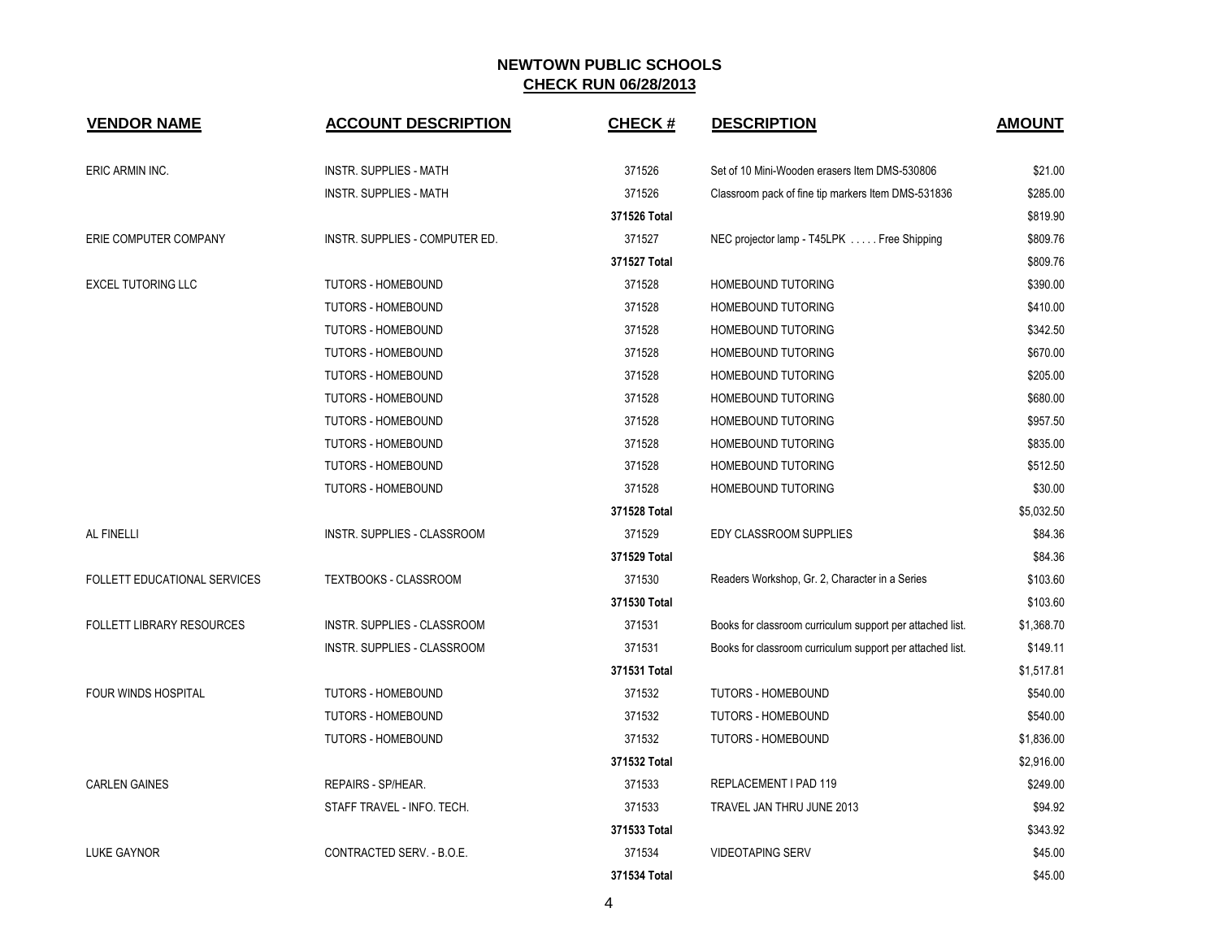# NEWTOWN PUBLIC SCHOOLS
## CHECK RUN 06/28/2013

| VENDOR NAME | ACCOUNT DESCRIPTION | CHECK # | DESCRIPTION | AMOUNT |
|---|---|---|---|---|
| ERIC ARMIN INC. | INSTR. SUPPLIES - MATH | 371526 | Set of 10 Mini-Wooden erasers Item DMS-530806 | $21.00 |
| | INSTR. SUPPLIES - MATH | 371526 | Classroom pack of fine tip markers Item DMS-531836 | $285.00 |
| | | 371526 Total | | $819.90 |
| ERIE COMPUTER COMPANY | INSTR. SUPPLIES - COMPUTER ED. | 371527 | NEC projector lamp - T45LPK . . . . . Free Shipping | $809.76 |
| | | 371527 Total | | $809.76 |
| EXCEL TUTORING LLC | TUTORS - HOMEBOUND | 371528 | HOMEBOUND TUTORING | $390.00 |
| | TUTORS - HOMEBOUND | 371528 | HOMEBOUND TUTORING | $410.00 |
| | TUTORS - HOMEBOUND | 371528 | HOMEBOUND TUTORING | $342.50 |
| | TUTORS - HOMEBOUND | 371528 | HOMEBOUND TUTORING | $670.00 |
| | TUTORS - HOMEBOUND | 371528 | HOMEBOUND TUTORING | $205.00 |
| | TUTORS - HOMEBOUND | 371528 | HOMEBOUND TUTORING | $680.00 |
| | TUTORS - HOMEBOUND | 371528 | HOMEBOUND TUTORING | $957.50 |
| | TUTORS - HOMEBOUND | 371528 | HOMEBOUND TUTORING | $835.00 |
| | TUTORS - HOMEBOUND | 371528 | HOMEBOUND TUTORING | $512.50 |
| | TUTORS - HOMEBOUND | 371528 | HOMEBOUND TUTORING | $30.00 |
| | | 371528 Total | | $5,032.50 |
| AL FINELLI | INSTR. SUPPLIES - CLASSROOM | 371529 | EDY CLASSROOM SUPPLIES | $84.36 |
| | | 371529 Total | | $84.36 |
| FOLLETT EDUCATIONAL SERVICES | TEXTBOOKS - CLASSROOM | 371530 | Readers Workshop, Gr. 2, Character in a Series | $103.60 |
| | | 371530 Total | | $103.60 |
| FOLLETT LIBRARY RESOURCES | INSTR. SUPPLIES - CLASSROOM | 371531 | Books for classroom curriculum support per attached list. | $1,368.70 |
| | INSTR. SUPPLIES - CLASSROOM | 371531 | Books for classroom curriculum support per attached list. | $149.11 |
| | | 371531 Total | | $1,517.81 |
| FOUR WINDS HOSPITAL | TUTORS - HOMEBOUND | 371532 | TUTORS - HOMEBOUND | $540.00 |
| | TUTORS - HOMEBOUND | 371532 | TUTORS - HOMEBOUND | $540.00 |
| | TUTORS - HOMEBOUND | 371532 | TUTORS - HOMEBOUND | $1,836.00 |
| | | 371532 Total | | $2,916.00 |
| CARLEN GAINES | REPAIRS - SP/HEAR. | 371533 | REPLACEMENT I PAD 119 | $249.00 |
| | STAFF TRAVEL - INFO. TECH. | 371533 | TRAVEL JAN THRU JUNE 2013 | $94.92 |
| | | 371533 Total | | $343.92 |
| LUKE GAYNOR | CONTRACTED SERV. - B.O.E. | 371534 | VIDEOTAPING SERV | $45.00 |
| | | 371534 Total | | $45.00 |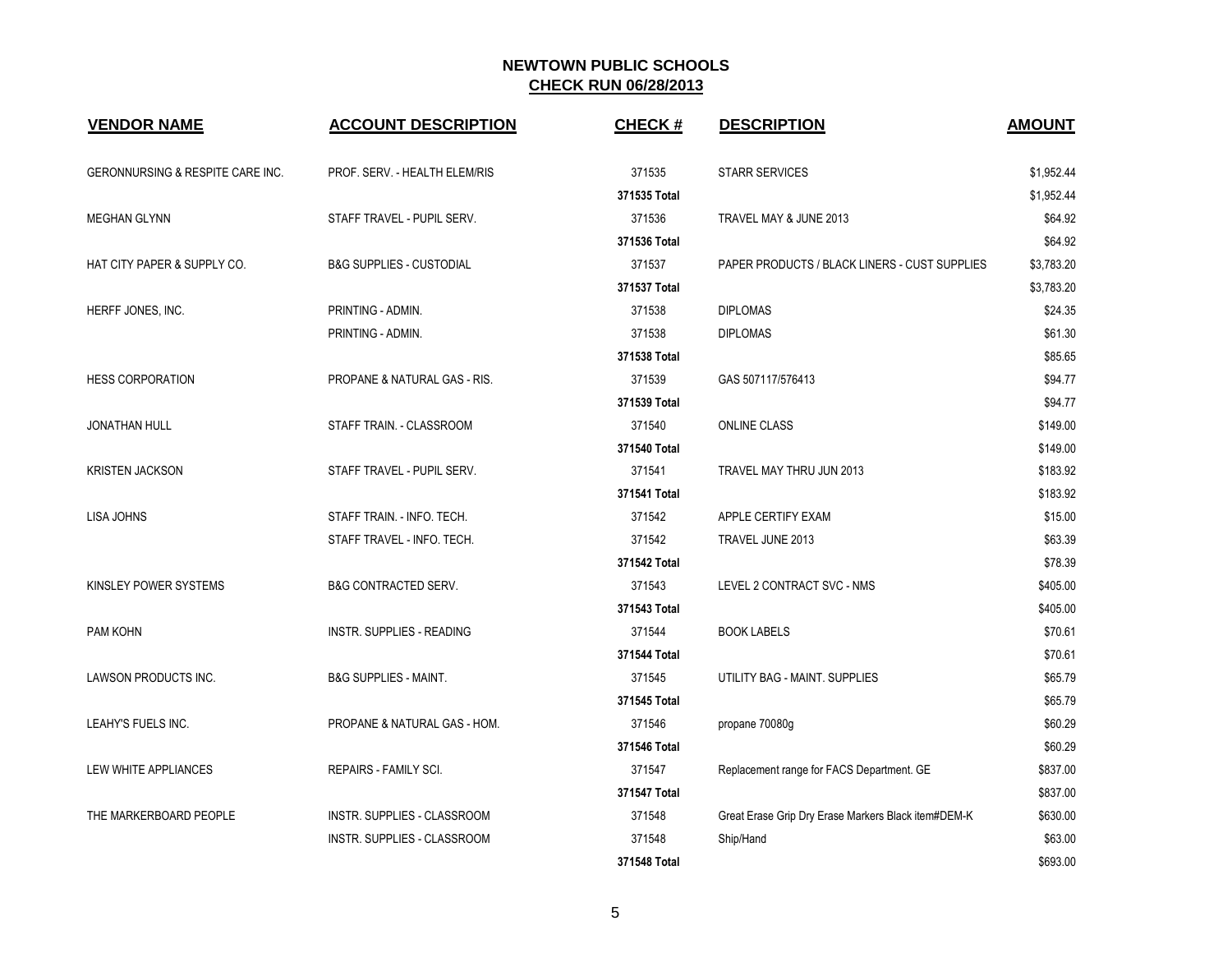## NEWTOWN PUBLIC SCHOOLS
## CHECK RUN 06/28/2013

| VENDOR NAME | ACCOUNT DESCRIPTION | CHECK # | DESCRIPTION | AMOUNT |
|---|---|---|---|---|
| GERONNURSING & RESPITE CARE INC. | PROF. SERV. - HEALTH ELEM/RIS | 371535 | STARR SERVICES | $1,952.44 |
| | | 371535 Total | | $1,952.44 |
| MEGHAN GLYNN | STAFF TRAVEL - PUPIL SERV. | 371536 | TRAVEL MAY & JUNE 2013 | $64.92 |
| | | 371536 Total | | $64.92 |
| HAT CITY PAPER & SUPPLY CO. | B&G SUPPLIES - CUSTODIAL | 371537 | PAPER PRODUCTS / BLACK LINERS - CUST SUPPLIES | $3,783.20 |
| | | 371537 Total | | $3,783.20 |
| HERFF JONES, INC. | PRINTING - ADMIN. | 371538 | DIPLOMAS | $24.35 |
| | PRINTING - ADMIN. | 371538 | DIPLOMAS | $61.30 |
| | | 371538 Total | | $85.65 |
| HESS CORPORATION | PROPANE & NATURAL GAS - RIS. | 371539 | GAS 507117/576413 | $94.77 |
| | | 371539 Total | | $94.77 |
| JONATHAN HULL | STAFF TRAIN. - CLASSROOM | 371540 | ONLINE CLASS | $149.00 |
| | | 371540 Total | | $149.00 |
| KRISTEN JACKSON | STAFF TRAVEL - PUPIL SERV. | 371541 | TRAVEL MAY THRU JUN 2013 | $183.92 |
| | | 371541 Total | | $183.92 |
| LISA JOHNS | STAFF TRAIN. - INFO. TECH. | 371542 | APPLE CERTIFY EXAM | $15.00 |
| | STAFF TRAVEL - INFO. TECH. | 371542 | TRAVEL JUNE 2013 | $63.39 |
| | | 371542 Total | | $78.39 |
| KINSLEY POWER SYSTEMS | B&G CONTRACTED SERV. | 371543 | LEVEL 2 CONTRACT SVC - NMS | $405.00 |
| | | 371543 Total | | $405.00 |
| PAM KOHN | INSTR. SUPPLIES - READING | 371544 | BOOK LABELS | $70.61 |
| | | 371544 Total | | $70.61 |
| LAWSON PRODUCTS INC. | B&G SUPPLIES - MAINT. | 371545 | UTILITY BAG - MAINT. SUPPLIES | $65.79 |
| | | 371545 Total | | $65.79 |
| LEAHY'S FUELS INC. | PROPANE & NATURAL GAS - HOM. | 371546 | propane 70080g | $60.29 |
| | | 371546 Total | | $60.29 |
| LEW WHITE APPLIANCES | REPAIRS - FAMILY SCI. | 371547 | Replacement range for FACS Department. GE | $837.00 |
| | | 371547 Total | | $837.00 |
| THE MARKERBOARD PEOPLE | INSTR. SUPPLIES - CLASSROOM | 371548 | Great Erase Grip Dry Erase Markers Black item#DEM-K | $630.00 |
| | INSTR. SUPPLIES - CLASSROOM | 371548 | Ship/Hand | $63.00 |
| | | 371548 Total | | $693.00 |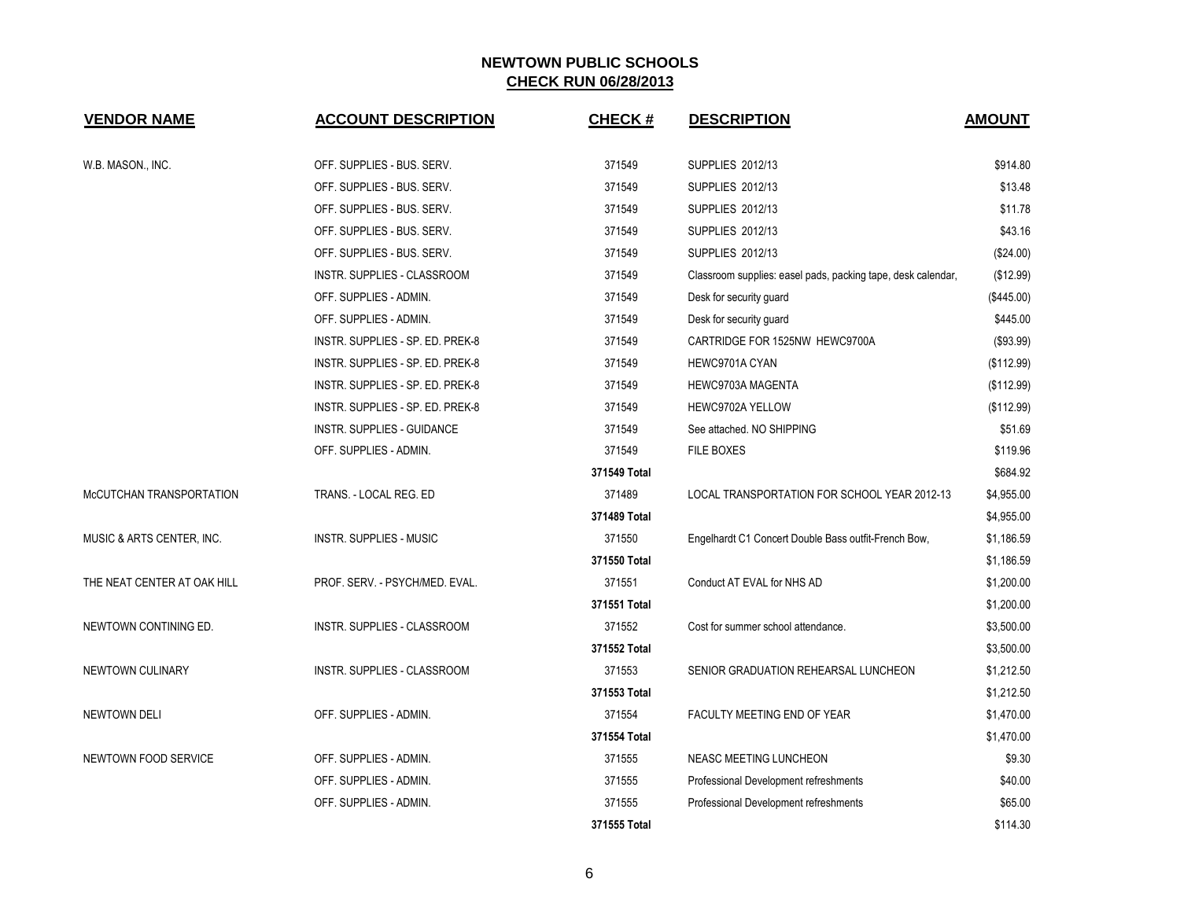# NEWTOWN PUBLIC SCHOOLS

## CHECK RUN 06/28/2013

| VENDOR NAME | ACCOUNT DESCRIPTION | CHECK # | DESCRIPTION | AMOUNT |
|---|---|---|---|---|
| W.B. MASON., INC. | OFF. SUPPLIES - BUS. SERV. | 371549 | SUPPLIES 2012/13 | $914.80 |
| | OFF. SUPPLIES - BUS. SERV. | 371549 | SUPPLIES 2012/13 | $13.48 |
| | OFF. SUPPLIES - BUS. SERV. | 371549 | SUPPLIES 2012/13 | $11.78 |
| | OFF. SUPPLIES - BUS. SERV. | 371549 | SUPPLIES 2012/13 | $43.16 |
| | OFF. SUPPLIES - BUS. SERV. | 371549 | SUPPLIES 2012/13 | ($24.00) |
| | INSTR. SUPPLIES - CLASSROOM | 371549 | Classroom supplies: easel pads, packing tape, desk calendar, | ($12.99) |
| | OFF. SUPPLIES - ADMIN. | 371549 | Desk for security guard | ($445.00) |
| | OFF. SUPPLIES - ADMIN. | 371549 | Desk for security guard | $445.00 |
| | INSTR. SUPPLIES - SP. ED. PREK-8 | 371549 | CARTRIDGE FOR 1525NW HEWC9700A | ($93.99) |
| | INSTR. SUPPLIES - SP. ED. PREK-8 | 371549 | HEWC9701A CYAN | ($112.99) |
| | INSTR. SUPPLIES - SP. ED. PREK-8 | 371549 | HEWC9703A MAGENTA | ($112.99) |
| | INSTR. SUPPLIES - SP. ED. PREK-8 | 371549 | HEWC9702A YELLOW | ($112.99) |
| | INSTR. SUPPLIES - GUIDANCE | 371549 | See attached. NO SHIPPING | $51.69 |
| | OFF. SUPPLIES - ADMIN. | 371549 | FILE BOXES | $119.96 |
| | | **371549 Total** | | $684.92 |
| McCUTCHAN TRANSPORTATION | TRANS. - LOCAL REG. ED | 371489 | LOCAL TRANSPORTATION FOR SCHOOL YEAR 2012-13 | $4,955.00 |
| | | **371489 Total** | | $4,955.00 |
| MUSIC & ARTS CENTER, INC. | INSTR. SUPPLIES - MUSIC | 371550 | Engelhardt C1 Concert Double Bass outfit-French Bow, | $1,186.59 |
| | | **371550 Total** | | $1,186.59 |
| THE NEAT CENTER AT OAK HILL | PROF. SERV. - PSYCH/MED. EVAL. | 371551 | Conduct AT EVAL for NHS AD | $1,200.00 |
| | | **371551 Total** | | $1,200.00 |
| NEWTOWN CONTINING ED. | INSTR. SUPPLIES - CLASSROOM | 371552 | Cost for summer school attendance. | $3,500.00 |
| | | **371552 Total** | | $3,500.00 |
| NEWTOWN CULINARY | INSTR. SUPPLIES - CLASSROOM | 371553 | SENIOR GRADUATION REHEARSAL LUNCHEON | $1,212.50 |
| | | **371553 Total** | | $1,212.50 |
| NEWTOWN DELI | OFF. SUPPLIES - ADMIN. | 371554 | FACULTY MEETING END OF YEAR | $1,470.00 |
| | | **371554 Total** | | $1,470.00 |
| NEWTOWN FOOD SERVICE | OFF. SUPPLIES - ADMIN. | 371555 | NEASC MEETING LUNCHEON | $9.30 |
| | OFF. SUPPLIES - ADMIN. | 371555 | Professional Development refreshments | $40.00 |
| | OFF. SUPPLIES - ADMIN. | 371555 | Professional Development refreshments | $65.00 |
| | | **371555 Total** | | $114.30 |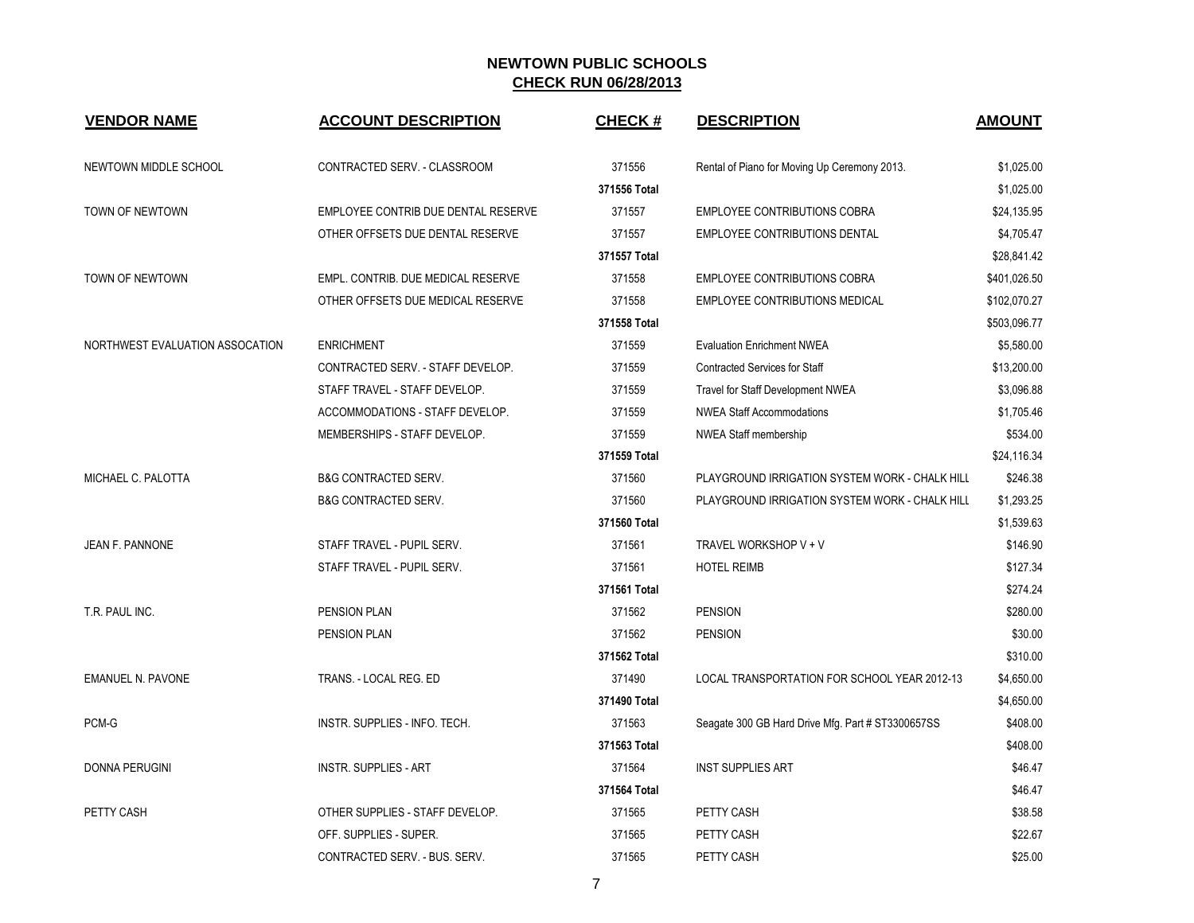# NEWTOWN PUBLIC SCHOOLS
## CHECK RUN 06/28/2013

| VENDOR NAME | ACCOUNT DESCRIPTION | CHECK # | DESCRIPTION | AMOUNT |
|---|---|---|---|---|
| NEWTOWN MIDDLE SCHOOL | CONTRACTED SERV. - CLASSROOM | 371556 | Rental of Piano for Moving Up Ceremony 2013. | $1,025.00 |
| | | 371556 Total | | $1,025.00 |
| TOWN OF NEWTOWN | EMPLOYEE CONTRIB DUE DENTAL RESERVE | 371557 | EMPLOYEE CONTRIBUTIONS COBRA | $24,135.95 |
| | OTHER OFFSETS DUE DENTAL RESERVE | 371557 | EMPLOYEE CONTRIBUTIONS DENTAL | $4,705.47 |
| | | 371557 Total | | $28,841.42 |
| TOWN OF NEWTOWN | EMPL. CONTRIB. DUE MEDICAL RESERVE | 371558 | EMPLOYEE CONTRIBUTIONS COBRA | $401,026.50 |
| | OTHER OFFSETS DUE MEDICAL RESERVE | 371558 | EMPLOYEE CONTRIBUTIONS MEDICAL | $102,070.27 |
| | | 371558 Total | | $503,096.77 |
| NORTHWEST EVALUATION ASSOCATION | ENRICHMENT | 371559 | Evaluation Enrichment NWEA | $5,580.00 |
| | CONTRACTED SERV. - STAFF DEVELOP. | 371559 | Contracted Services for Staff | $13,200.00 |
| | STAFF TRAVEL - STAFF DEVELOP. | 371559 | Travel for Staff Development NWEA | $3,096.88 |
| | ACCOMMODATIONS - STAFF DEVELOP. | 371559 | NWEA Staff Accommodations | $1,705.46 |
| | MEMBERSHIPS - STAFF DEVELOP. | 371559 | NWEA Staff membership | $534.00 |
| | | 371559 Total | | $24,116.34 |
| MICHAEL C. PALOTTA | B&G CONTRACTED SERV. | 371560 | PLAYGROUND IRRIGATION SYSTEM WORK - CHALK HILL | $246.38 |
| | B&G CONTRACTED SERV. | 371560 | PLAYGROUND IRRIGATION SYSTEM WORK - CHALK HILL | $1,293.25 |
| | | 371560 Total | | $1,539.63 |
| JEAN F. PANNONE | STAFF TRAVEL - PUPIL SERV. | 371561 | TRAVEL WORKSHOP V + V | $146.90 |
| | STAFF TRAVEL - PUPIL SERV. | 371561 | HOTEL REIMB | $127.34 |
| | | 371561 Total | | $274.24 |
| T.R. PAUL INC. | PENSION PLAN | 371562 | PENSION | $280.00 |
| | PENSION PLAN | 371562 | PENSION | $30.00 |
| | | 371562 Total | | $310.00 |
| EMANUEL N. PAVONE | TRANS. - LOCAL REG. ED | 371490 | LOCAL TRANSPORTATION FOR SCHOOL YEAR 2012-13 | $4,650.00 |
| | | 371490 Total | | $4,650.00 |
| PCM-G | INSTR. SUPPLIES - INFO. TECH. | 371563 | Seagate 300 GB Hard Drive Mfg. Part # ST3300657SS | $408.00 |
| | | 371563 Total | | $408.00 |
| DONNA PERUGINI | INSTR. SUPPLIES - ART | 371564 | INST SUPPLIES ART | $46.47 |
| | | 371564 Total | | $46.47 |
| PETTY CASH | OTHER SUPPLIES - STAFF DEVELOP. | 371565 | PETTY CASH | $38.58 |
| | OFF. SUPPLIES - SUPER. | 371565 | PETTY CASH | $22.67 |
| | CONTRACTED SERV. - BUS. SERV. | 371565 | PETTY CASH | $25.00 |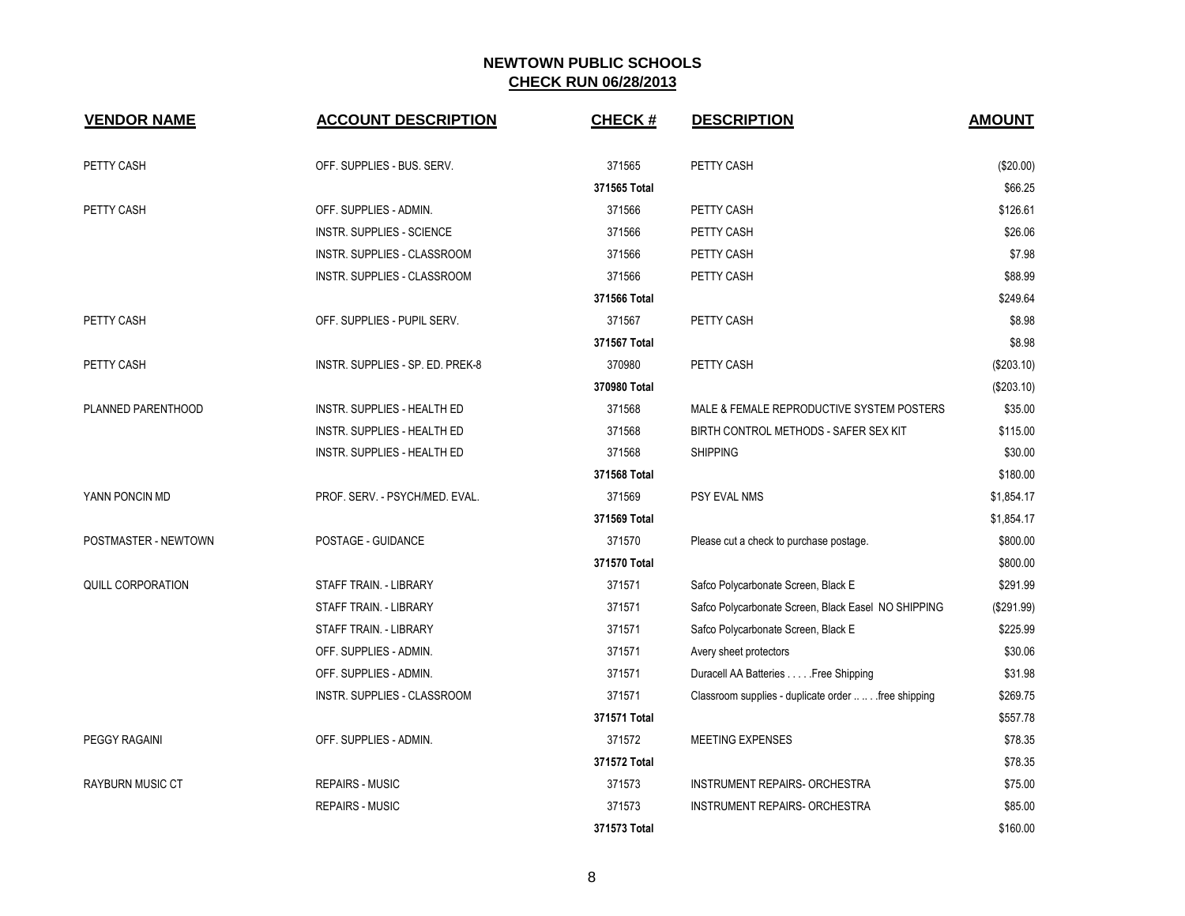## NEWTOWN PUBLIC SCHOOLS
## CHECK RUN 06/28/2013

| VENDOR NAME | ACCOUNT DESCRIPTION | CHECK # | DESCRIPTION | AMOUNT |
|---|---|---|---|---|
| PETTY CASH | OFF. SUPPLIES - BUS. SERV. | 371565 | PETTY CASH | ($20.00) |
| | | 371565 Total | | $66.25 |
| PETTY CASH | OFF. SUPPLIES - ADMIN. | 371566 | PETTY CASH | $126.61 |
| | INSTR. SUPPLIES - SCIENCE | 371566 | PETTY CASH | $26.06 |
| | INSTR. SUPPLIES - CLASSROOM | 371566 | PETTY CASH | $7.98 |
| | INSTR. SUPPLIES - CLASSROOM | 371566 | PETTY CASH | $88.99 |
| | | 371566 Total | | $249.64 |
| PETTY CASH | OFF. SUPPLIES - PUPIL SERV. | 371567 | PETTY CASH | $8.98 |
| | | 371567 Total | | $8.98 |
| PETTY CASH | INSTR. SUPPLIES - SP. ED. PREK-8 | 370980 | PETTY CASH | ($203.10) |
| | | 370980 Total | | ($203.10) |
| PLANNED PARENTHOOD | INSTR. SUPPLIES - HEALTH ED | 371568 | MALE & FEMALE REPRODUCTIVE SYSTEM POSTERS | $35.00 |
| | INSTR. SUPPLIES - HEALTH ED | 371568 | BIRTH CONTROL METHODS - SAFER SEX KIT | $115.00 |
| | INSTR. SUPPLIES - HEALTH ED | 371568 | SHIPPING | $30.00 |
| | | 371568 Total | | $180.00 |
| YANN PONCIN MD | PROF. SERV. - PSYCH/MED. EVAL. | 371569 | PSY EVAL NMS | $1,854.17 |
| | | 371569 Total | | $1,854.17 |
| POSTMASTER - NEWTOWN | POSTAGE - GUIDANCE | 371570 | Please cut a check to purchase postage. | $800.00 |
| | | 371570 Total | | $800.00 |
| QUILL CORPORATION | STAFF TRAIN. - LIBRARY | 371571 | Safco Polycarbonate Screen, Black E | $291.99 |
| | STAFF TRAIN. - LIBRARY | 371571 | Safco Polycarbonate Screen, Black Easel NO SHIPPING | ($291.99) |
| | STAFF TRAIN. - LIBRARY | 371571 | Safco Polycarbonate Screen, Black E | $225.99 |
| | OFF. SUPPLIES - ADMIN. | 371571 | Avery sheet protectors | $30.06 |
| | OFF. SUPPLIES - ADMIN. | 371571 | Duracell AA Batteries . . . . .Free Shipping | $31.98 |
| | INSTR. SUPPLIES - CLASSROOM | 371571 | Classroom supplies - duplicate order .. .. . .free shipping | $269.75 |
| | | 371571 Total | | $557.78 |
| PEGGY RAGAINI | OFF. SUPPLIES - ADMIN. | 371572 | MEETING EXPENSES | $78.35 |
| | | 371572 Total | | $78.35 |
| RAYBURN MUSIC CT | REPAIRS - MUSIC | 371573 | INSTRUMENT REPAIRS- ORCHESTRA | $75.00 |
| | REPAIRS - MUSIC | 371573 | INSTRUMENT REPAIRS- ORCHESTRA | $85.00 |
| | | 371573 Total | | $160.00 |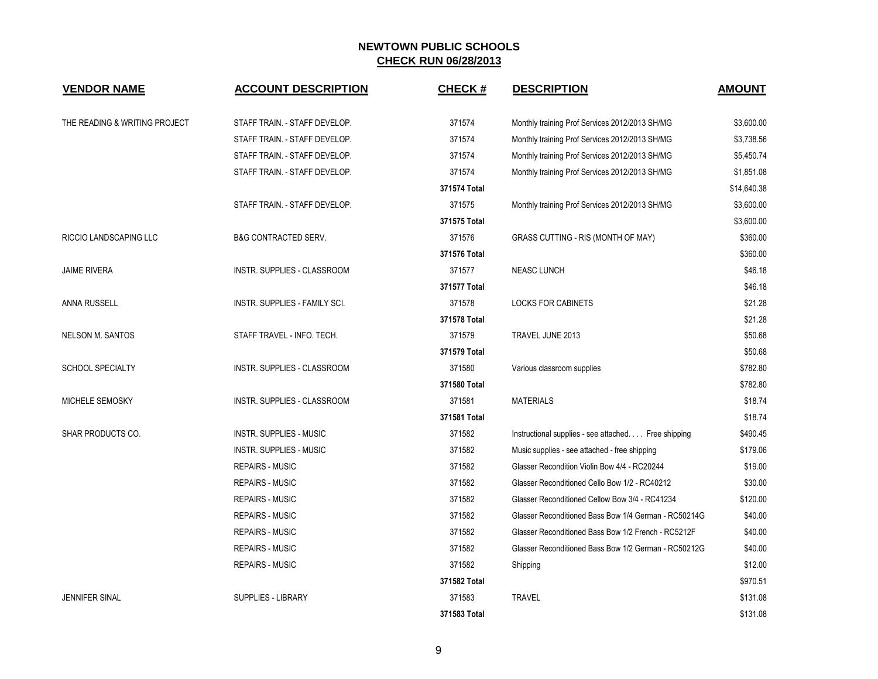# NEWTOWN PUBLIC SCHOOLS

## CHECK RUN 06/28/2013

| VENDOR NAME | ACCOUNT DESCRIPTION | CHECK # | DESCRIPTION | AMOUNT |
|---|---|---|---|---|
| THE READING & WRITING PROJECT | STAFF TRAIN. - STAFF DEVELOP. | 371574 | Monthly training Prof Services 2012/2013 SH/MG | $3,600.00 |
| | STAFF TRAIN. - STAFF DEVELOP. | 371574 | Monthly training Prof Services 2012/2013 SH/MG | $3,738.56 |
| | STAFF TRAIN. - STAFF DEVELOP. | 371574 | Monthly training Prof Services 2012/2013 SH/MG | $5,450.74 |
| | STAFF TRAIN. - STAFF DEVELOP. | 371574 | Monthly training Prof Services 2012/2013 SH/MG | $1,851.08 |
| | | **371574 Total** | | $14,640.38 |
| | STAFF TRAIN. - STAFF DEVELOP. | 371575 | Monthly training Prof Services 2012/2013 SH/MG | $3,600.00 |
| | | **371575 Total** | | $3,600.00 |
| RICCIO LANDSCAPING LLC | B&G CONTRACTED SERV. | 371576 | GRASS CUTTING - RIS (MONTH OF MAY) | $360.00 |
| | | **371576 Total** | | $360.00 |
| JAIME RIVERA | INSTR. SUPPLIES - CLASSROOM | 371577 | NEASC LUNCH | $46.18 |
| | | **371577 Total** | | $46.18 |
| ANNA RUSSELL | INSTR. SUPPLIES - FAMILY SCI. | 371578 | LOCKS FOR CABINETS | $21.28 |
| | | **371578 Total** | | $21.28 |
| NELSON M. SANTOS | STAFF TRAVEL - INFO. TECH. | 371579 | TRAVEL JUNE 2013 | $50.68 |
| | | **371579 Total** | | $50.68 |
| SCHOOL SPECIALTY | INSTR. SUPPLIES - CLASSROOM | 371580 | Various classroom supplies | $782.80 |
| | | **371580 Total** | | $782.80 |
| MICHELE SEMOSKY | INSTR. SUPPLIES - CLASSROOM | 371581 | MATERIALS | $18.74 |
| | | **371581 Total** | | $18.74 |
| SHAR PRODUCTS CO. | INSTR. SUPPLIES - MUSIC | 371582 | Instructional supplies - see attached. . . . Free shipping | $490.45 |
| | INSTR. SUPPLIES - MUSIC | 371582 | Music supplies - see attached - free shipping | $179.06 |
| | REPAIRS - MUSIC | 371582 | Glasser Recondition Violin Bow 4/4 - RC20244 | $19.00 |
| | REPAIRS - MUSIC | 371582 | Glasser Reconditioned Cello Bow 1/2 - RC40212 | $30.00 |
| | REPAIRS - MUSIC | 371582 | Glasser Reconditioned Cellow Bow 3/4 - RC41234 | $120.00 |
| | REPAIRS - MUSIC | 371582 | Glasser Reconditioned Bass Bow 1/4 German - RC50214G | $40.00 |
| | REPAIRS - MUSIC | 371582 | Glasser Reconditioned Bass Bow 1/2 French - RC5212F | $40.00 |
| | REPAIRS - MUSIC | 371582 | Glasser Reconditioned Bass Bow 1/2 German - RC50212G | $40.00 |
| | REPAIRS - MUSIC | 371582 | Shipping | $12.00 |
| | | **371582 Total** | | $970.51 |
| JENNIFER SINAL | SUPPLIES - LIBRARY | 371583 | TRAVEL | $131.08 |
| | | **371583 Total** | | $131.08 |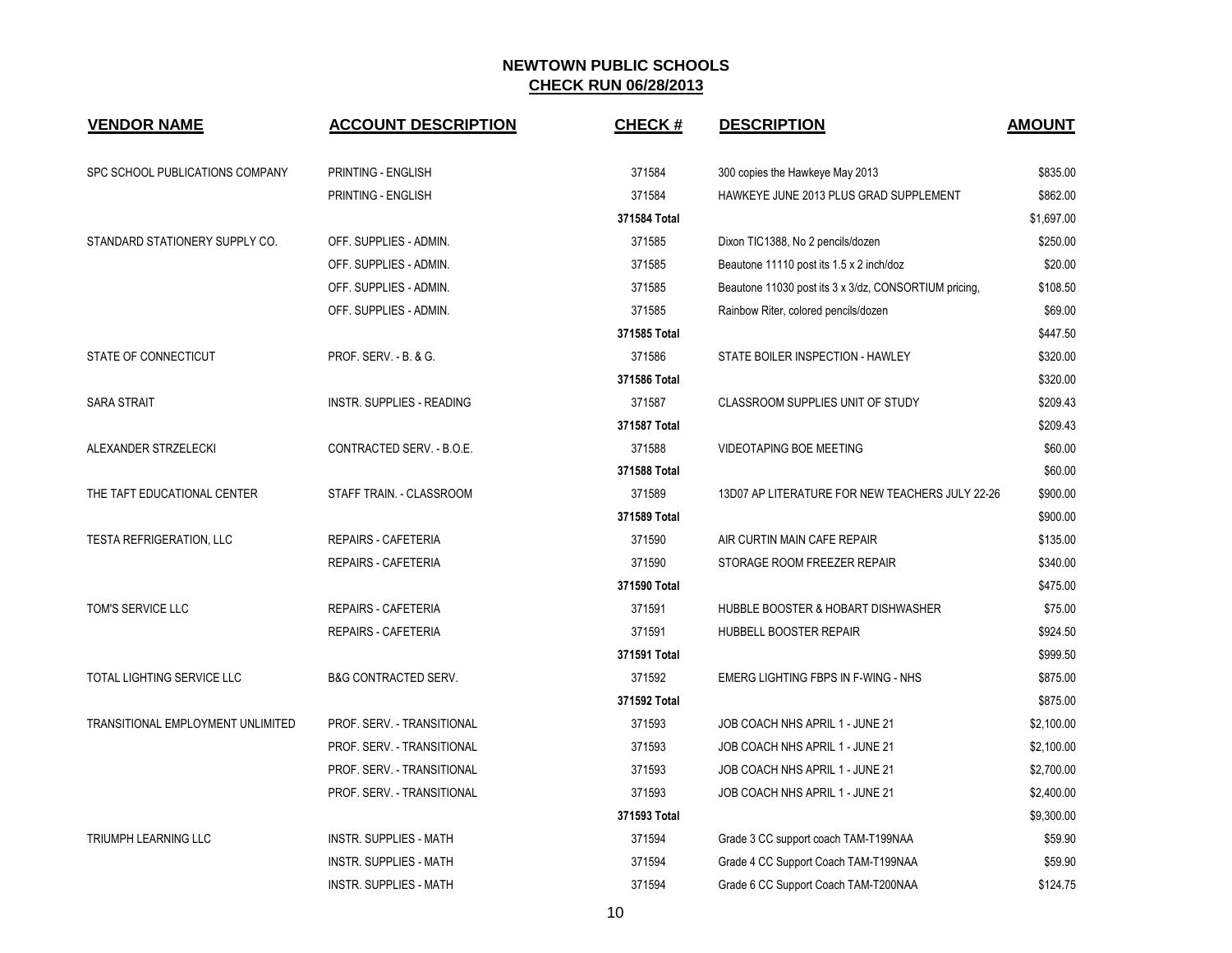## NEWTOWN PUBLIC SCHOOLS
### CHECK RUN 06/28/2013

| VENDOR NAME | ACCOUNT DESCRIPTION | CHECK # | DESCRIPTION | AMOUNT |
|---|---|---|---|---|
| SPC SCHOOL PUBLICATIONS COMPANY | PRINTING - ENGLISH | 371584 | 300 copies the Hawkeye May 2013 | $835.00 |
| | PRINTING - ENGLISH | 371584 | HAWKEYE JUNE 2013 PLUS GRAD SUPPLEMENT | $862.00 |
| | | **371584 Total** | | $1,697.00 |
| STANDARD STATIONERY SUPPLY CO. | OFF. SUPPLIES - ADMIN. | 371585 | Dixon TIC1388, No 2 pencils/dozen | $250.00 |
| | OFF. SUPPLIES - ADMIN. | 371585 | Beautone 11110 post its 1.5 x 2 inch/doz | $20.00 |
| | OFF. SUPPLIES - ADMIN. | 371585 | Beautone 11030 post its 3 x 3/dz, CONSORTIUM pricing, | $108.50 |
| | OFF. SUPPLIES - ADMIN. | 371585 | Rainbow Riter, colored pencils/dozen | $69.00 |
| | | **371585 Total** | | $447.50 |
| STATE OF CONNECTICUT | PROF. SERV. - B. & G. | 371586 | STATE BOILER INSPECTION - HAWLEY | $320.00 |
| | | **371586 Total** | | $320.00 |
| SARA STRAIT | INSTR. SUPPLIES - READING | 371587 | CLASSROOM SUPPLIES UNIT OF STUDY | $209.43 |
| | | **371587 Total** | | $209.43 |
| ALEXANDER STRZELECKI | CONTRACTED SERV. - B.O.E. | 371588 | VIDEOTAPING BOE MEETING | $60.00 |
| | | **371588 Total** | | $60.00 |
| THE TAFT EDUCATIONAL CENTER | STAFF TRAIN. - CLASSROOM | 371589 | 13D07 AP LITERATURE FOR NEW TEACHERS JULY 22-26 | $900.00 |
| | | **371589 Total** | | $900.00 |
| TESTA REFRIGERATION, LLC | REPAIRS - CAFETERIA | 371590 | AIR CURTIN MAIN CAFE REPAIR | $135.00 |
| | REPAIRS - CAFETERIA | 371590 | STORAGE ROOM FREEZER REPAIR | $340.00 |
| | | **371590 Total** | | $475.00 |
| TOM'S SERVICE LLC | REPAIRS - CAFETERIA | 371591 | HUBBLE BOOSTER & HOBART DISHWASHER | $75.00 |
| | REPAIRS - CAFETERIA | 371591 | HUBBELL BOOSTER REPAIR | $924.50 |
| | | **371591 Total** | | $999.50 |
| TOTAL LIGHTING SERVICE LLC | B&G CONTRACTED SERV. | 371592 | EMERG LIGHTING FBPS IN F-WING - NHS | $875.00 |
| | | **371592 Total** | | $875.00 |
| TRANSITIONAL EMPLOYMENT UNLIMITED | PROF. SERV. - TRANSITIONAL | 371593 | JOB COACH NHS APRIL 1 - JUNE 21 | $2,100.00 |
| | PROF. SERV. - TRANSITIONAL | 371593 | JOB COACH NHS APRIL 1 - JUNE 21 | $2,100.00 |
| | PROF. SERV. - TRANSITIONAL | 371593 | JOB COACH NHS APRIL 1 - JUNE 21 | $2,700.00 |
| | PROF. SERV. - TRANSITIONAL | 371593 | JOB COACH NHS APRIL 1 - JUNE 21 | $2,400.00 |
| | | **371593 Total** | | $9,300.00 |
| TRIUMPH LEARNING LLC | INSTR. SUPPLIES - MATH | 371594 | Grade 3 CC support coach TAM-T199NAA | $59.90 |
| | INSTR. SUPPLIES - MATH | 371594 | Grade 4 CC Support Coach TAM-T199NAA | $59.90 |
| | INSTR. SUPPLIES - MATH | 371594 | Grade 6 CC Support Coach TAM-T200NAA | $124.75 |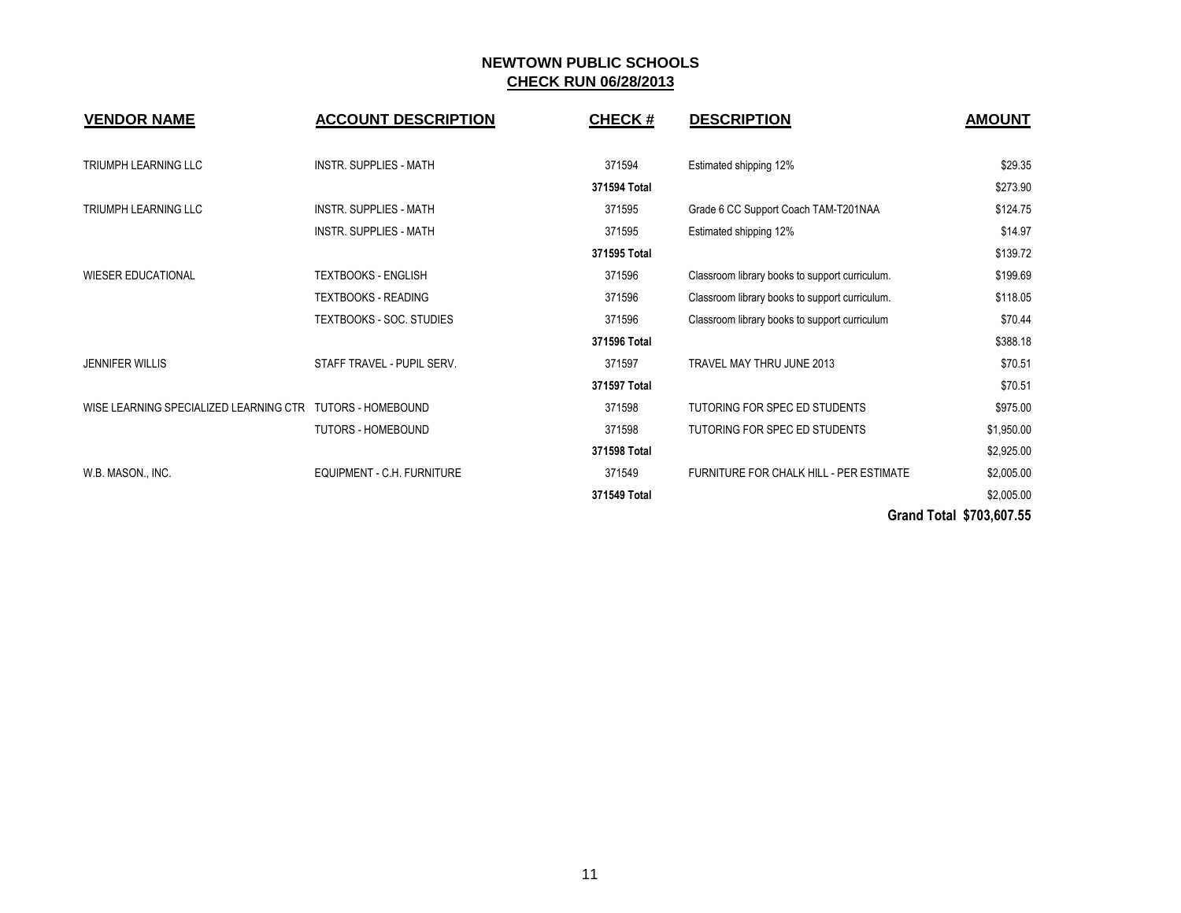## NEWTOWN PUBLIC SCHOOLS
## CHECK RUN 06/28/2013

| VENDOR NAME | ACCOUNT DESCRIPTION | CHECK # | DESCRIPTION | AMOUNT |
|---|---|---|---|---|
| TRIUMPH LEARNING LLC | INSTR. SUPPLIES - MATH | 371594 | Estimated shipping 12% | $29.35 |
| | | **371594 Total** | | $273.90 |
| TRIUMPH LEARNING LLC | INSTR. SUPPLIES - MATH | 371595 | Grade 6 CC Support Coach TAM-T201NAA | $124.75 |
| | INSTR. SUPPLIES - MATH | 371595 | Estimated shipping 12% | $14.97 |
| | | **371595 Total** | | $139.72 |
| WIESER EDUCATIONAL | TEXTBOOKS - ENGLISH | 371596 | Classroom library books to support curriculum. | $199.69 |
| | TEXTBOOKS - READING | 371596 | Classroom library books to support curriculum. | $118.05 |
| | TEXTBOOKS - SOC. STUDIES | 371596 | Classroom library books to support curriculum | $70.44 |
| | | **371596 Total** | | $388.18 |
| JENNIFER WILLIS | STAFF TRAVEL - PUPIL SERV. | 371597 | TRAVEL MAY THRU JUNE 2013 | $70.51 |
| | | **371597 Total** | | $70.51 |
| WISE LEARNING SPECIALIZED LEARNING CTR | TUTORS - HOMEBOUND | 371598 | TUTORING FOR SPEC ED STUDENTS | $975.00 |
| | TUTORS - HOMEBOUND | 371598 | TUTORING FOR SPEC ED STUDENTS | $1,950.00 |
| | | **371598 Total** | | $2,925.00 |
| W.B. MASON., INC. | EQUIPMENT - C.H. FURNITURE | 371549 | FURNITURE FOR CHALK HILL - PER ESTIMATE | $2,005.00 |
| | | **371549 Total** | | $2,005.00 |
| | | | **Grand Total** | **$703,607.55** |